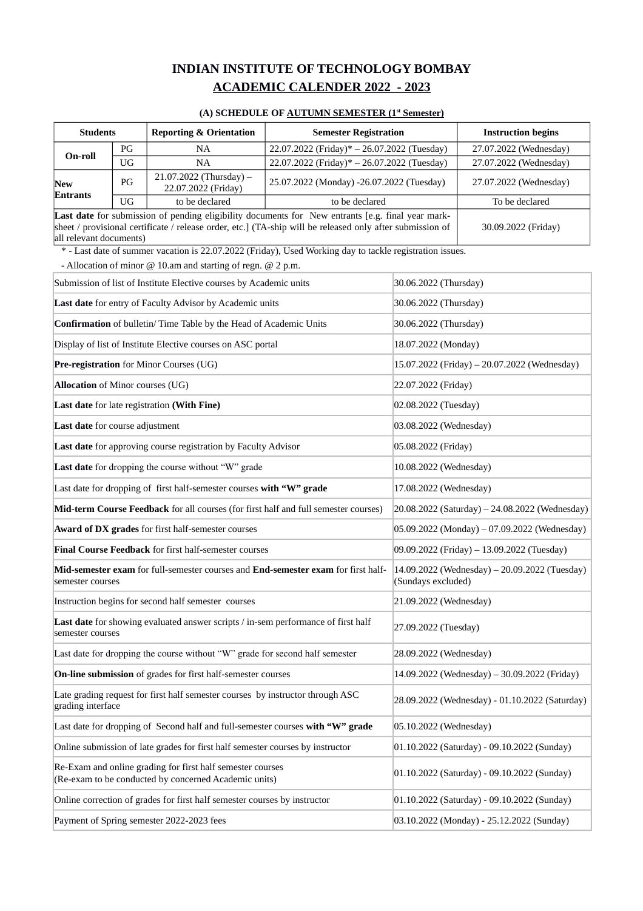# INDIAN INSTITUTE OF TECHNOLOGY BOMBAY

## ACADEMIC CALENDER 2022 - 2023

### (A) SCHEDULE OF AUTUMN SEMESTER (1st Semester)

| Students | | Reporting & Orientation | Semester Registration | Instruction begins |
|---|---|---|---|---|
| On-roll | PG | NA | 22.07.2022 (Friday)* – 26.07.2022 (Tuesday) | 27.07.2022 (Wednesday) |
| | UG | NA | 22.07.2022 (Friday)* – 26.07.2022 (Tuesday) | 27.07.2022 (Wednesday) |
| New Entrants | PG | 21.07.2022 (Thursday) – 22.07.2022 (Friday) | 25.07.2022 (Monday) -26.07.2022 (Tuesday) | 27.07.2022 (Wednesday) |
| | UG | to be declared | to be declared | To be declared |
| **Last date** for submission of pending eligibility documents for New entrants [e.g. final year mark-sheet / provisional certificate / release order, etc.] (TA-ship will be released only after submission of all relevant documents) | | | | 30.09.2022 (Friday) |

\* - Last date of summer vacation is 22.07.2022 (Friday), Used Working day to tackle registration issues.

- Allocation of minor @ 10.am and starting of regn. @ 2 p.m.

| Activity | Date |
|---|---|
| Submission of list of Institute Elective courses by Academic units | 30.06.2022 (Thursday) |
| **Last date** for entry of Faculty Advisor by Academic units | 30.06.2022 (Thursday) |
| **Confirmation** of bulletin/ Time Table by the Head of Academic Units | 30.06.2022 (Thursday) |
| Display of list of Institute Elective courses on ASC portal | 18.07.2022 (Monday) |
| **Pre-registration** for Minor Courses (UG) | 15.07.2022 (Friday) – 20.07.2022 (Wednesday) |
| **Allocation** of Minor courses (UG) | 22.07.2022 (Friday) |
| **Last date** for late registration **(With Fine)** | 02.08.2022 (Tuesday) |
| **Last date** for course adjustment | 03.08.2022 (Wednesday) |
| **Last date** for approving course registration by Faculty Advisor | 05.08.2022 (Friday) |
| **Last date** for dropping the course without "W" grade | 10.08.2022 (Wednesday) |
| Last date for dropping of first half-semester courses **with "W" grade** | 17.08.2022 (Wednesday) |
| **Mid-term Course Feedback** for all courses (for first half and full semester courses) | 20.08.2022 (Saturday) – 24.08.2022 (Wednesday) |
| **Award of DX grades** for first half-semester courses | 05.09.2022 (Monday) – 07.09.2022 (Wednesday) |
| **Final Course Feedback** for first half-semester courses | 09.09.2022 (Friday) – 13.09.2022 (Tuesday) |
| **Mid-semester exam** for full-semester courses and **End-semester exam** for first half-semester courses | 14.09.2022 (Wednesday) – 20.09.2022 (Tuesday) (Sundays excluded) |
| Instruction begins for second half semester courses | 21.09.2022 (Wednesday) |
| **Last date** for showing evaluated answer scripts / in-sem performance of first half semester courses | 27.09.2022 (Tuesday) |
| Last date for dropping the course without "W" grade for second half semester | 28.09.2022 (Wednesday) |
| **On-line submission** of grades for first half-semester courses | 14.09.2022 (Wednesday) – 30.09.2022 (Friday) |
| Late grading request for first half semester courses by instructor through ASC grading interface | 28.09.2022 (Wednesday) - 01.10.2022 (Saturday) |
| Last date for dropping of Second half and full-semester courses **with "W" grade** | 05.10.2022 (Wednesday) |
| Online submission of late grades for first half semester courses by instructor | 01.10.2022 (Saturday) - 09.10.2022 (Sunday) |
| Re-Exam and online grading for first half semester courses (Re-exam to be conducted by concerned Academic units) | 01.10.2022 (Saturday) - 09.10.2022 (Sunday) |
| Online correction of grades for first half semester courses by instructor | 01.10.2022 (Saturday) - 09.10.2022 (Sunday) |
| Payment of Spring semester 2022-2023 fees | 03.10.2022 (Monday) - 25.12.2022 (Sunday) |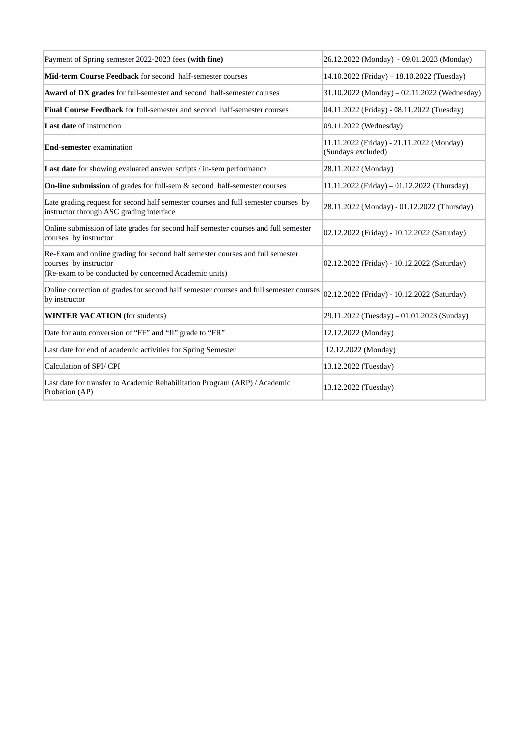| | |
|---|---|
| Payment of Spring semester 2022-2023 fees **(with fine)** | 26.12.2022 (Monday) - 09.01.2023 (Monday) |
| **Mid-term Course Feedback** for second half-semester courses | 14.10.2022 (Friday) – 18.10.2022 (Tuesday) |
| **Award of DX grades** for full-semester and second half-semester courses | 31.10.2022 (Monday) – 02.11.2022 (Wednesday) |
| **Final Course Feedback** for full-semester and second half-semester courses | 04.11.2022 (Friday) - 08.11.2022 (Tuesday) |
| **Last date** of instruction | 09.11.2022 (Wednesday) |
| **End-semester** examination | 11.11.2022 (Friday) - 21.11.2022 (Monday) (Sundays excluded) |
| **Last date** for showing evaluated answer scripts / in-sem performance | 28.11.2022 (Monday) |
| **On-line submission** of grades for full-sem & second half-semester courses | 11.11.2022 (Friday) – 01.12.2022 (Thursday) |
| Late grading request for second half semester courses and full semester courses by instructor through ASC grading interface | 28.11.2022 (Monday) - 01.12.2022 (Thursday) |
| Online submission of late grades for second half semester courses and full semester courses by instructor | 02.12.2022 (Friday) - 10.12.2022 (Saturday) |
| Re-Exam and online grading for second half semester courses and full semester courses by instructor (Re-exam to be conducted by concerned Academic units) | 02.12.2022 (Friday) - 10.12.2022 (Saturday) |
| Online correction of grades for second half semester courses and full semester courses by instructor | 02.12.2022 (Friday) - 10.12.2022 (Saturday) |
| **WINTER VACATION** (for students) | 29.11.2022 (Tuesday) – 01.01.2023 (Sunday) |
| Date for auto conversion of "FF" and "II" grade to "FR" | 12.12.2022 (Monday) |
| Last date for end of academic activities for Spring Semester | 12.12.2022 (Monday) |
| Calculation of SPI/ CPI | 13.12.2022 (Tuesday) |
| Last date for transfer to Academic Rehabilitation Program (ARP) / Academic Probation (AP) | 13.12.2022 (Tuesday) |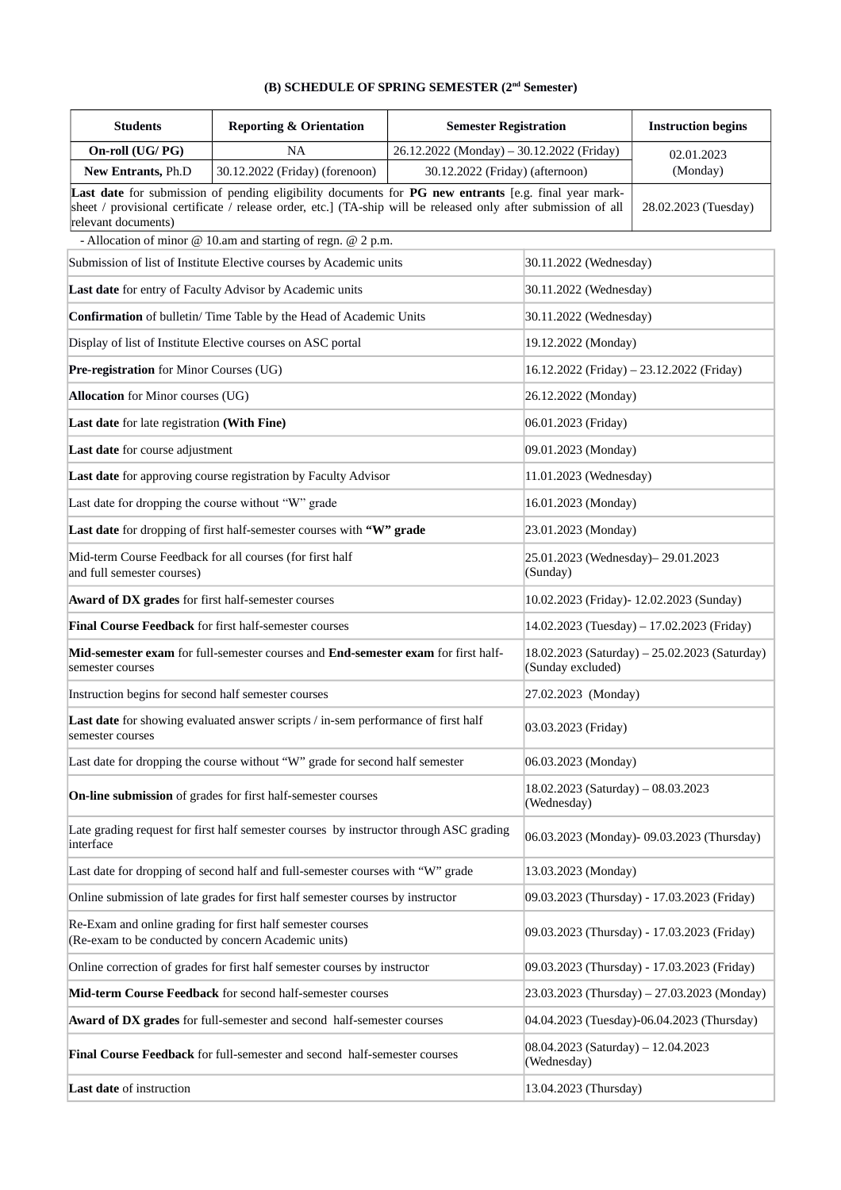**(B) SCHEDULE OF SPRING SEMESTER (2nd Semester)**

| Students | Reporting & Orientation | Semester Registration | Instruction begins |
|---|---|---|---|
| **On-roll (UG/ PG)** | NA | 26.12.2022 (Monday) – 30.12.2022 (Friday) | 02.01.2023 (Monday) |
| **New Entrants,** Ph.D | 30.12.2022 (Friday) (forenoon) | 30.12.2022 (Friday) (afternoon) | |
| **Last date** for submission of pending eligibility documents for **PG new entrants** [e.g. final year mark-sheet / provisional certificate / release order, etc.] (TA-ship will be released only after submission of all relevant documents) | | | 28.02.2023 (Tuesday) |

- Allocation of minor @ 10.am and starting of regn. @ 2 p.m.

| | |
|---|---|
| Submission of list of Institute Elective courses by Academic units | 30.11.2022 (Wednesday) |
| **Last date** for entry of Faculty Advisor by Academic units | 30.11.2022 (Wednesday) |
| **Confirmation** of bulletin/ Time Table by the Head of Academic Units | 30.11.2022 (Wednesday) |
| Display of list of Institute Elective courses on ASC portal | 19.12.2022 (Monday) |
| **Pre-registration** for Minor Courses (UG) | 16.12.2022 (Friday) – 23.12.2022 (Friday) |
| **Allocation** for Minor courses (UG) | 26.12.2022 (Monday) |
| **Last date** for late registration **(With Fine)** | 06.01.2023 (Friday) |
| **Last date** for course adjustment | 09.01.2023 (Monday) |
| **Last date** for approving course registration by Faculty Advisor | 11.01.2023 (Wednesday) |
| Last date for dropping the course without "W" grade | 16.01.2023 (Monday) |
| **Last date** for dropping of first half-semester courses with **"W" grade** | 23.01.2023 (Monday) |
| Mid-term Course Feedback for all courses (for first half and full semester courses) | 25.01.2023 (Wednesday)– 29.01.2023 (Sunday) |
| **Award of DX grades** for first half-semester courses | 10.02.2023 (Friday)- 12.02.2023 (Sunday) |
| **Final Course Feedback** for first half-semester courses | 14.02.2023 (Tuesday) – 17.02.2023 (Friday) |
| **Mid-semester exam** for full-semester courses and **End-semester exam** for first half-semester courses | 18.02.2023 (Saturday) – 25.02.2023 (Saturday) (Sunday excluded) |
| Instruction begins for second half semester courses | 27.02.2023 (Monday) |
| **Last date** for showing evaluated answer scripts / in-sem performance of first half semester courses | 03.03.2023 (Friday) |
| Last date for dropping the course without "W" grade for second half semester | 06.03.2023 (Monday) |
| **On-line submission** of grades for first half-semester courses | 18.02.2023 (Saturday) – 08.03.2023 (Wednesday) |
| Late grading request for first half semester courses by instructor through ASC grading interface | 06.03.2023 (Monday)- 09.03.2023 (Thursday) |
| Last date for dropping of second half and full-semester courses with "W" grade | 13.03.2023 (Monday) |
| Online submission of late grades for first half semester courses by instructor | 09.03.2023 (Thursday) - 17.03.2023 (Friday) |
| Re-Exam and online grading for first half semester courses (Re-exam to be conducted by concern Academic units) | 09.03.2023 (Thursday) - 17.03.2023 (Friday) |
| Online correction of grades for first half semester courses by instructor | 09.03.2023 (Thursday) - 17.03.2023 (Friday) |
| **Mid-term Course Feedback** for second half-semester courses | 23.03.2023 (Thursday) – 27.03.2023 (Monday) |
| **Award of DX grades** for full-semester and second half-semester courses | 04.04.2023 (Tuesday)-06.04.2023 (Thursday) |
| **Final Course Feedback** for full-semester and second half-semester courses | 08.04.2023 (Saturday) – 12.04.2023 (Wednesday) |
| **Last date** of instruction | 13.04.2023 (Thursday) |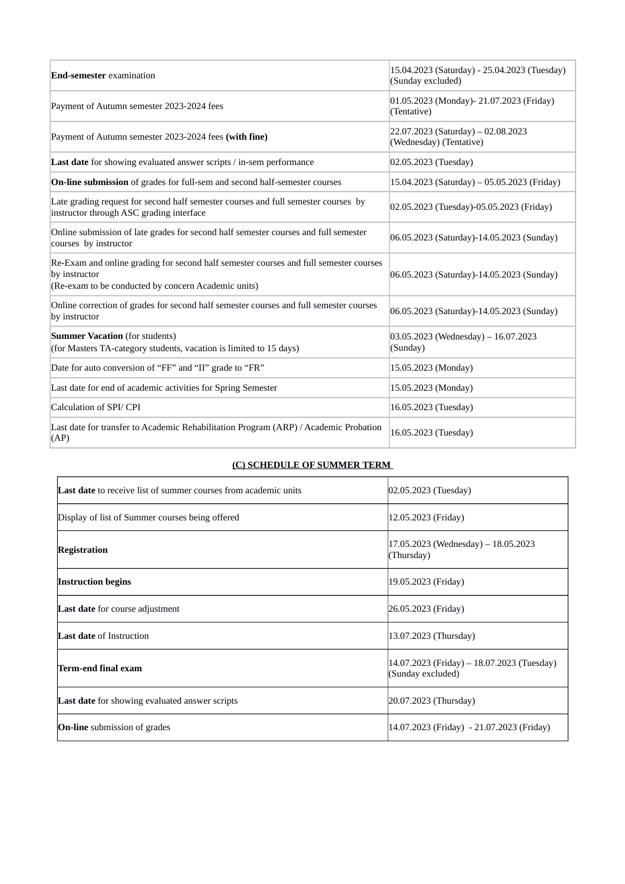| | |
|---|---|
| **End-semester** examination | 15.04.2023 (Saturday) - 25.04.2023 (Tuesday) (Sunday excluded) |
| Payment of Autumn semester 2023-2024 fees | 01.05.2023 (Monday)- 21.07.2023 (Friday) (Tentative) |
| Payment of Autumn semester 2023-2024 fees **(with fine)** | 22.07.2023 (Saturday) – 02.08.2023 (Wednesday) (Tentative) |
| **Last date** for showing evaluated answer scripts / in-sem performance | 02.05.2023 (Tuesday) |
| **On-line submission** of grades for full-sem and second half-semester courses | 15.04.2023 (Saturday) – 05.05.2023 (Friday) |
| Late grading request for second half semester courses and full semester courses by instructor through ASC grading interface | 02.05.2023 (Tuesday)-05.05.2023 (Friday) |
| Online submission of late grades for second half semester courses and full semester courses by instructor | 06.05.2023 (Saturday)-14.05.2023 (Sunday) |
| Re-Exam and online grading for second half semester courses and full semester courses by instructor (Re-exam to be conducted by concern Academic units) | 06.05.2023 (Saturday)-14.05.2023 (Sunday) |
| Online correction of grades for second half semester courses and full semester courses by instructor | 06.05.2023 (Saturday)-14.05.2023 (Sunday) |
| **Summer Vacation** (for students) (for Masters TA-category students, vacation is limited to 15 days) | 03.05.2023 (Wednesday) – 16.07.2023 (Sunday) |
| Date for auto conversion of "FF" and "II" grade to "FR" | 15.05.2023 (Monday) |
| Last date for end of academic activities for Spring Semester | 15.05.2023 (Monday) |
| Calculation of SPI/ CPI | 16.05.2023 (Tuesday) |
| Last date for transfer to Academic Rehabilitation Program (ARP) / Academic Probation (AP) | 16.05.2023 (Tuesday) |

## (C) SCHEDULE OF SUMMER TERM

| | |
|---|---|
| **Last date** to receive list of summer courses from academic units | 02.05.2023 (Tuesday) |
| Display of list of Summer courses being offered | 12.05.2023 (Friday) |
| **Registration** | 17.05.2023 (Wednesday) – 18.05.2023 (Thursday) |
| **Instruction begins** | 19.05.2023 (Friday) |
| **Last date** for course adjustment | 26.05.2023 (Friday) |
| **Last date** of Instruction | 13.07.2023 (Thursday) |
| **Term-end final exam** | 14.07.2023 (Friday) – 18.07.2023 (Tuesday) (Sunday excluded) |
| **Last date** for showing evaluated answer scripts | 20.07.2023 (Thursday) |
| **On-line** submission of grades | 14.07.2023 (Friday) - 21.07.2023 (Friday) |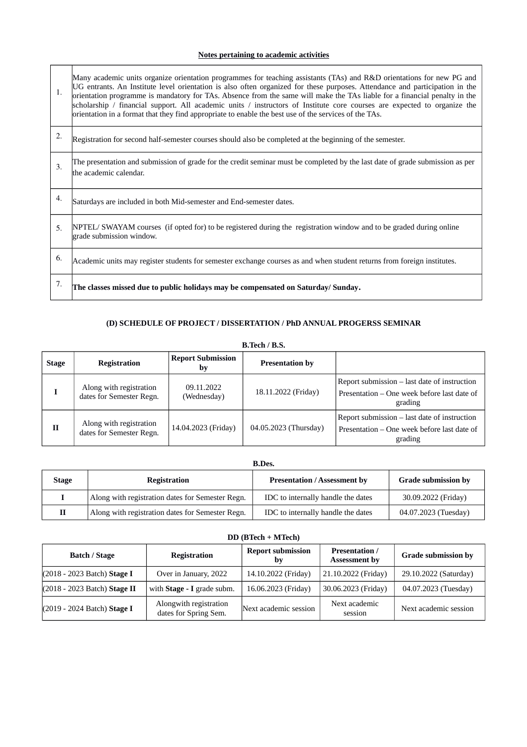**Notes pertaining to academic activities**

| | |
|---|---|
| 1. | Many academic units organize orientation programmes for teaching assistants (TAs) and R&D orientations for new PG and UG entrants. An Institute level orientation is also often organized for these purposes. Attendance and participation in the orientation programme is mandatory for TAs. Absence from the same will make the TAs liable for a financial penalty in the scholarship / financial support. All academic units / instructors of Institute core courses are expected to organize the orientation in a format that they find appropriate to enable the best use of the services of the TAs. |
| 2. | Registration for second half-semester courses should also be completed at the beginning of the semester. |
| 3. | The presentation and submission of grade for the credit seminar must be completed by the last date of grade submission as per the academic calendar. |
| 4. | Saturdays are included in both Mid-semester and End-semester dates. |
| 5. | NPTEL/ SWAYAM courses (if opted for) to be registered during the registration window and to be graded during online grade submission window. |
| 6. | Academic units may register students for semester exchange courses as and when student returns from foreign institutes. |
| 7. | **The classes missed due to public holidays may be compensated on Saturday/ Sunday.** |

## (D) SCHEDULE OF PROJECT / DISSERTATION / PhD ANNUAL PROGERSS SEMINAR

**B.Tech / B.S.**

| Stage | Registration | Report Submission by | Presentation by | |
|---|---|---|---|---|
| **I** | Along with registration dates for Semester Regn. | 09.11.2022 (Wednesday) | 18.11.2022 (Friday) | Report submission – last date of instruction<br>Presentation – One week before last date of grading |
| **II** | Along with registration dates for Semester Regn. | 14.04.2023 (Friday) | 04.05.2023 (Thursday) | Report submission – last date of instruction<br>Presentation – One week before last date of grading |

**B.Des.**

| Stage | Registration | Presentation / Assessment by | Grade submission by |
|---|---|---|---|
| **I** | Along with registration dates for Semester Regn. | IDC to internally handle the dates | 30.09.2022 (Friday) |
| **II** | Along with registration dates for Semester Regn. | IDC to internally handle the dates | 04.07.2023 (Tuesday) |

**DD (BTech + MTech)**

| Batch / Stage | Registration | Report submission by | Presentation / Assessment by | Grade submission by |
|---|---|---|---|---|
| (2018 - 2023 Batch) **Stage I** | Over in January, 2022 | 14.10.2022 (Friday) | 21.10.2022 (Friday) | 29.10.2022 (Saturday) |
| (2018 - 2023 Batch) **Stage II** | with **Stage - I** grade subm. | 16.06.2023 (Friday) | 30.06.2023 (Friday) | 04.07.2023 (Tuesday) |
| (2019 - 2024 Batch) **Stage I** | Alongwith registration dates for Spring Sem. | Next academic session | Next academic session | Next academic session |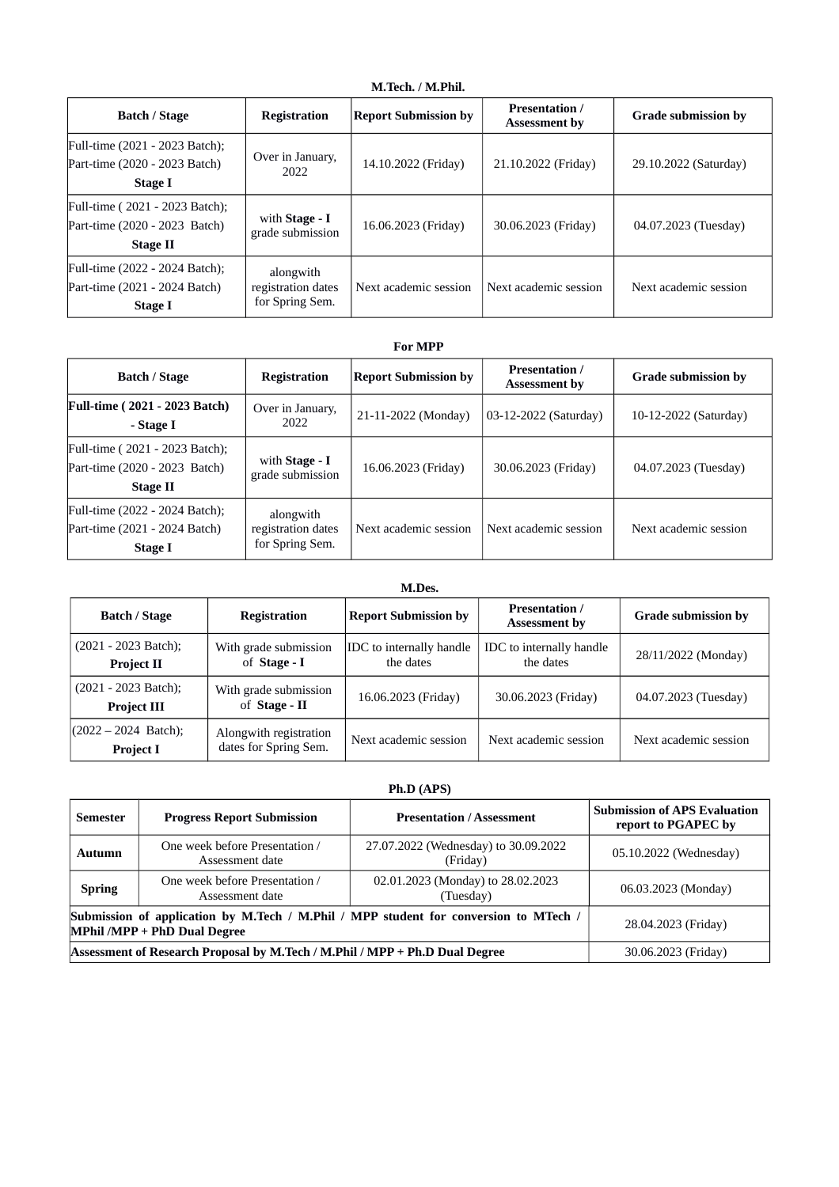**M.Tech. / M.Phil.**

| Batch / Stage | Registration | Report Submission by | Presentation / Assessment by | Grade submission by |
|---|---|---|---|---|
| Full-time (2021 - 2023 Batch); Part-time (2020 - 2023 Batch) **Stage I** | Over in January, 2022 | 14.10.2022 (Friday) | 21.10.2022 (Friday) | 29.10.2022 (Saturday) |
| Full-time ( 2021 - 2023 Batch); Part-time (2020 - 2023 Batch) **Stage II** | with **Stage - I** grade submission | 16.06.2023 (Friday) | 30.06.2023 (Friday) | 04.07.2023 (Tuesday) |
| Full-time (2022 - 2024 Batch); Part-time (2021 - 2024 Batch) **Stage I** | alongwith registration dates for Spring Sem. | Next academic session | Next academic session | Next academic session |

**For MPP**

| Batch / Stage | Registration | Report Submission by | Presentation / Assessment by | Grade submission by |
|---|---|---|---|---|
| **Full-time ( 2021 - 2023 Batch) - Stage I** | Over in January, 2022 | 21-11-2022 (Monday) | 03-12-2022 (Saturday) | 10-12-2022 (Saturday) |
| Full-time ( 2021 - 2023 Batch); Part-time (2020 - 2023 Batch) **Stage II** | with **Stage - I** grade submission | 16.06.2023 (Friday) | 30.06.2023 (Friday) | 04.07.2023 (Tuesday) |
| Full-time (2022 - 2024 Batch); Part-time (2021 - 2024 Batch) **Stage I** | alongwith registration dates for Spring Sem. | Next academic session | Next academic session | Next academic session |

**M.Des.**

| Batch / Stage | Registration | Report Submission by | Presentation / Assessment by | Grade submission by |
|---|---|---|---|---|
| (2021 - 2023 Batch); **Project II** | With grade submission of **Stage - I** | IDC to internally handle the dates | IDC to internally handle the dates | 28/11/2022 (Monday) |
| (2021 - 2023 Batch); **Project III** | With grade submission of **Stage - II** | 16.06.2023 (Friday) | 30.06.2023 (Friday) | 04.07.2023 (Tuesday) |
| (2022 – 2024 Batch); **Project I** | Alongwith registration dates for Spring Sem. | Next academic session | Next academic session | Next academic session |

**Ph.D (APS)**

| Semester | Progress Report Submission | Presentation / Assessment | Submission of APS Evaluation report to PGAPEC by |
|---|---|---|---|
| **Autumn** | One week before Presentation / Assessment date | 27.07.2022 (Wednesday) to 30.09.2022 (Friday) | 05.10.2022 (Wednesday) |
| **Spring** | One week before Presentation / Assessment date | 02.01.2023 (Monday) to 28.02.2023 (Tuesday) | 06.03.2023 (Monday) |
| **Submission of application by M.Tech / M.Phil / MPP student for conversion to MTech / MPhil /MPP + PhD Dual Degree** | | | 28.04.2023 (Friday) |
| **Assessment of Research Proposal by M.Tech / M.Phil / MPP + Ph.D Dual Degree** | | | 30.06.2023 (Friday) |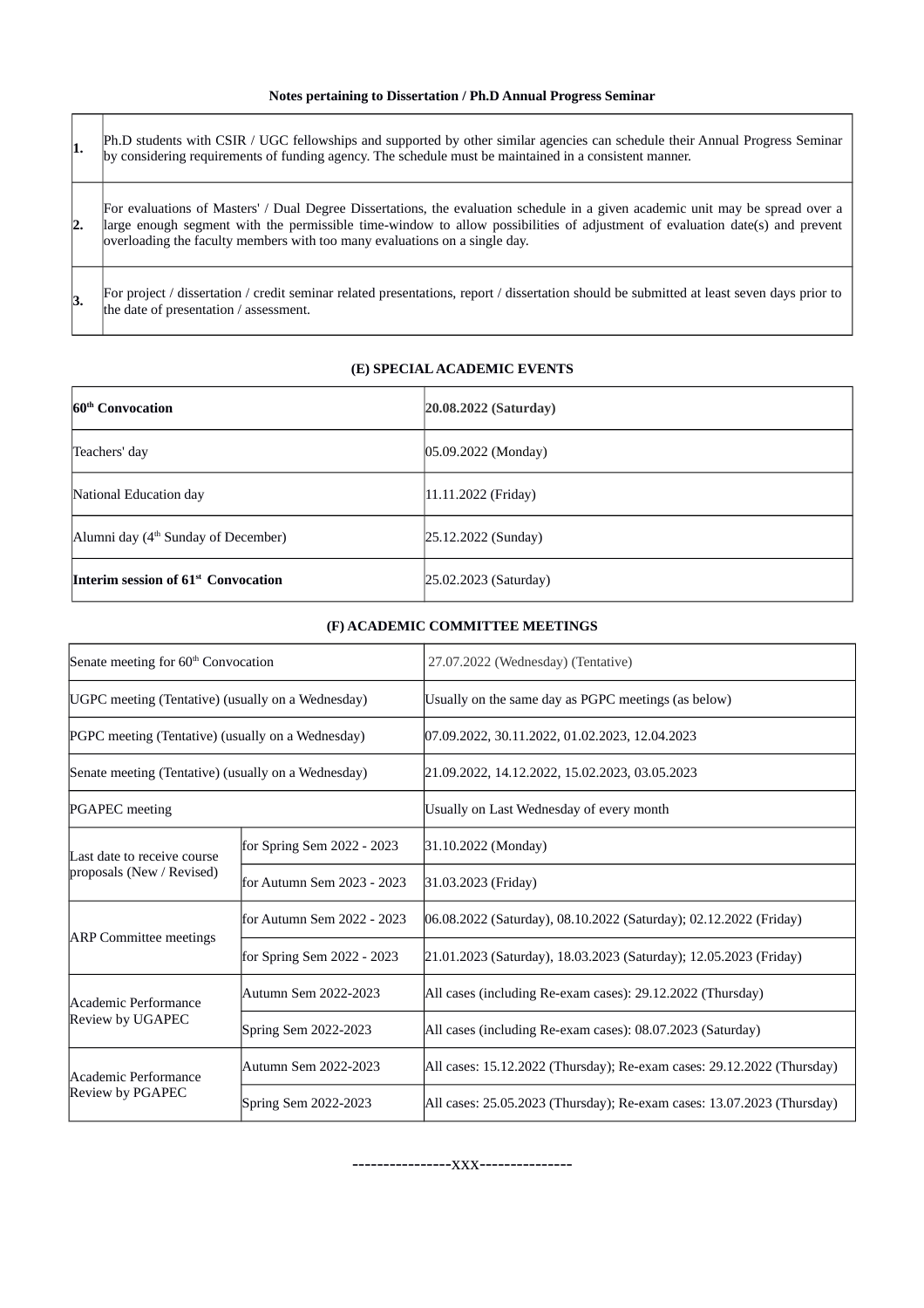**Notes pertaining to Dissertation / Ph.D Annual Progress Seminar**

| | |
|---|---|
| **1.** | Ph.D students with CSIR / UGC fellowships and supported by other similar agencies can schedule their Annual Progress Seminar by considering requirements of funding agency. The schedule must be maintained in a consistent manner. |
| **2.** | For evaluations of Masters' / Dual Degree Dissertations, the evaluation schedule in a given academic unit may be spread over a large enough segment with the permissible time-window to allow possibilities of adjustment of evaluation date(s) and prevent overloading the faculty members with too many evaluations on a single day. |
| **3.** | For project / dissertation / credit seminar related presentations, report / dissertation should be submitted at least seven days prior to the date of presentation / assessment. |

**(E) SPECIAL ACADEMIC EVENTS**

| | |
|---|---|
| **60th Convocation** | **20.08.2022 (Saturday)** |
| Teachers' day | 05.09.2022 (Monday) |
| National Education day | 11.11.2022 (Friday) |
| Alumni day (4th Sunday of December) | 25.12.2022 (Sunday) |
| **Interim session of 61st Convocation** | 25.02.2023 (Saturday) |

**(F) ACADEMIC COMMITTEE MEETINGS**

| | | |
|---|---|---|
| Senate meeting for 60th Convocation | | 27.07.2022 (Wednesday) (Tentative) |
| UGPC meeting (Tentative) (usually on a Wednesday) | | Usually on the same day as PGPC meetings (as below) |
| PGPC meeting (Tentative) (usually on a Wednesday) | | 07.09.2022, 30.11.2022, 01.02.2023, 12.04.2023 |
| Senate meeting (Tentative) (usually on a Wednesday) | | 21.09.2022, 14.12.2022, 15.02.2023, 03.05.2023 |
| PGAPEC meeting | | Usually on Last Wednesday of every month |
| Last date to receive course proposals (New / Revised) | for Spring Sem 2022 - 2023 | 31.10.2022 (Monday) |
| | for Autumn Sem 2023 - 2023 | 31.03.2023 (Friday) |
| ARP Committee meetings | for Autumn Sem 2022 - 2023 | 06.08.2022 (Saturday), 08.10.2022 (Saturday); 02.12.2022 (Friday) |
| | for Spring Sem 2022 - 2023 | 21.01.2023 (Saturday), 18.03.2023 (Saturday); 12.05.2023 (Friday) |
| Academic Performance Review by UGAPEC | Autumn Sem 2022-2023 | All cases (including Re-exam cases): 29.12.2022 (Thursday) |
| | Spring Sem 2022-2023 | All cases (including Re-exam cases): 08.07.2023 (Saturday) |
| Academic Performance Review by PGAPEC | Autumn Sem 2022-2023 | All cases: 15.12.2022 (Thursday); Re-exam cases: 29.12.2022 (Thursday) |
| | Spring Sem 2022-2023 | All cases: 25.05.2023 (Thursday); Re-exam cases: 13.07.2023 (Thursday) |

----------------xxx---------------